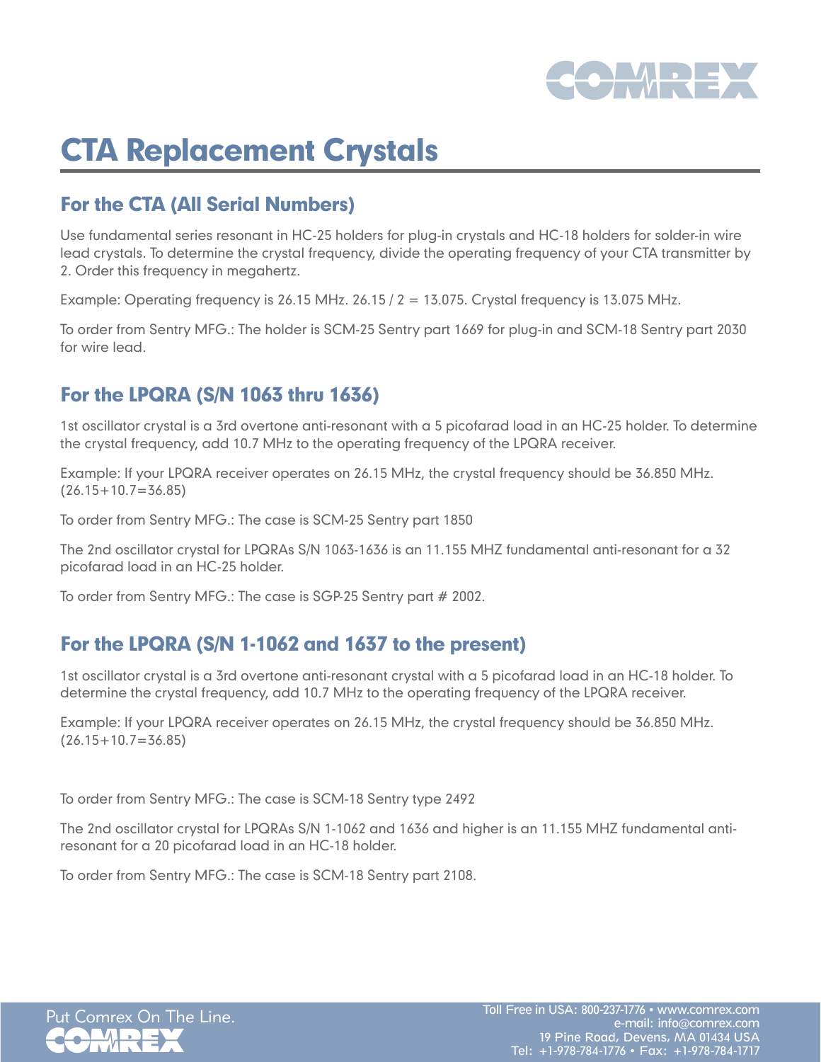# CTA Replacement Crystals

## For the CTA (All Serial Numbers)

Use fundamental series resonant in HC-25 holders for plug-in crystals and HC-18 holders for solder-in wire lead crystals. To determine the crystal frequency, divide the operating frequency of your CTA transmitter by 2. Order this frequency in megahertz.

Example: Operating frequency is 26.15 MHz. 26.15 / 2 = 13.075. Crystal frequency is 13.075 MHz.

To order from Sentry MFG.: The holder is SCM-25 Sentry part 1669 for plug-in and SCM-18 Sentry part 2030 for wire lead.

## For the LPQRA (S/N 1063 thru 1636)

1st oscillator crystal is a 3rd overtone anti-resonant with a 5 picofarad load in an HC-25 holder. To determine the crystal frequency, add 10.7 MHz to the operating frequency of the LPQRA receiver.

Example: If your LPQRA receiver operates on 26.15 MHz, the crystal frequency should be 36.850 MHz. (26.15+10.7=36.85)

To order from Sentry MFG.: The case is SCM-25 Sentry part 1850

The 2nd oscillator crystal for LPQRAs S/N 1063-1636 is an 11.155 MHZ fundamental anti-resonant for a 32 picofarad load in an HC-25 holder.

To order from Sentry MFG.: The case is SGP-25 Sentry part # 2002.

## For the LPQRA (S/N 1-1062 and 1637 to the present)

1st oscillator crystal is a 3rd overtone anti-resonant crystal with a 5 picofarad load in an HC-18 holder. To determine the crystal frequency, add 10.7 MHz to the operating frequency of the LPQRA receiver.

Example: If your LPQRA receiver operates on 26.15 MHz, the crystal frequency should be 36.850 MHz. (26.15+10.7=36.85)

To order from Sentry MFG.: The case is SCM-18 Sentry type 2492

The 2nd oscillator crystal for LPQRAs S/N 1-1062 and 1636 and higher is an 11.155 MHZ fundamental anti-resonant for a 20 picofarad load in an HC-18 holder.

To order from Sentry MFG.: The case is SCM-18 Sentry part 2108.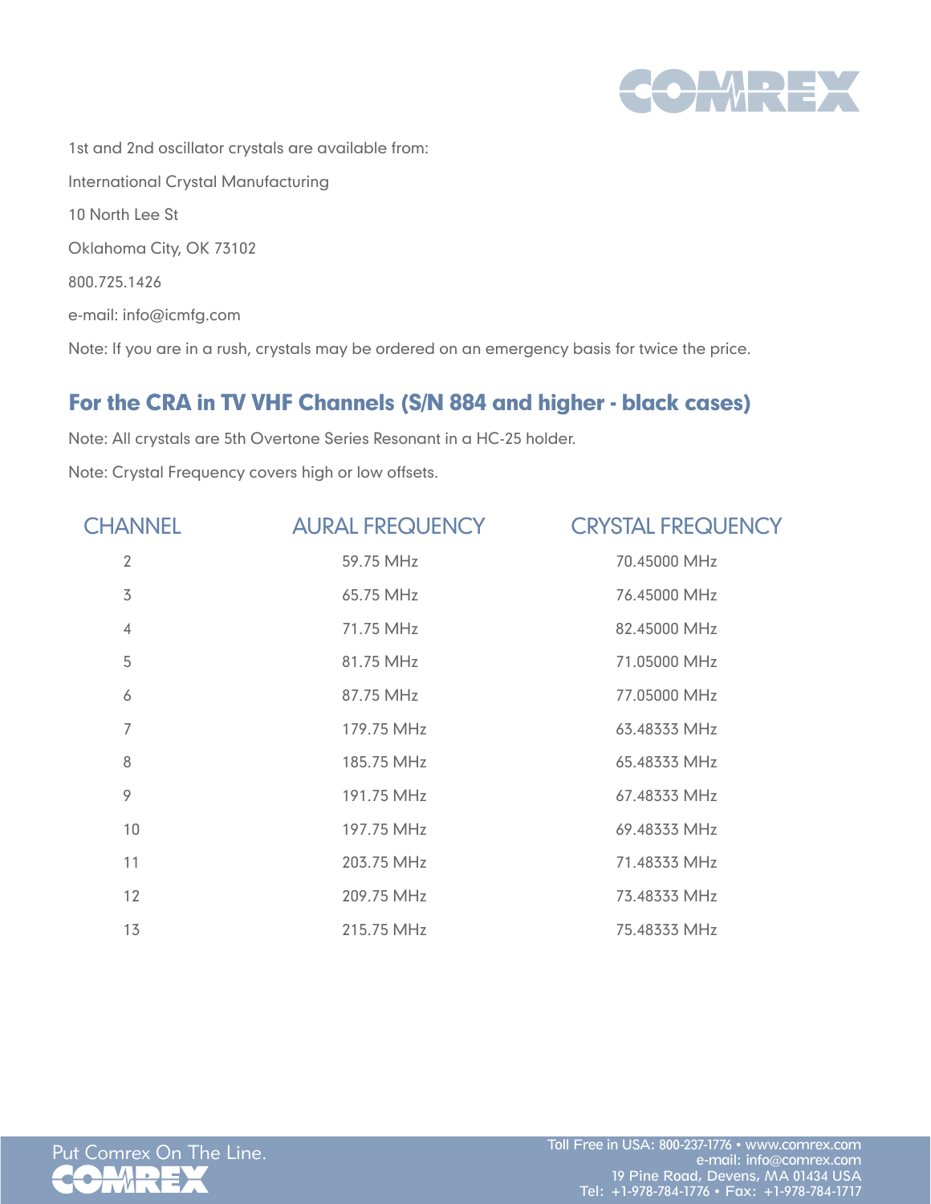1st and 2nd oscillator crystals are available from:

International Crystal Manufacturing

10 North Lee St

Oklahoma City, OK 73102

800.725.1426

e-mail: info@icmfg.com

Note: If you are in a rush, crystals may be ordered on an emergency basis for twice the price.

## For the CRA in TV VHF Channels (S/N 884 and higher - black cases)

Note: All crystals are 5th Overtone Series Resonant in a HC-25 holder.

Note: Crystal Frequency covers high or low offsets.

| CHANNEL | AURAL FREQUENCY | CRYSTAL FREQUENCY |
|---|---|---|
| 2 | 59.75 MHz | 70.45000 MHz |
| 3 | 65.75 MHz | 76.45000 MHz |
| 4 | 71.75 MHz | 82.45000 MHz |
| 5 | 81.75 MHz | 71.05000 MHz |
| 6 | 87.75 MHz | 77.05000 MHz |
| 7 | 179.75 MHz | 63.48333 MHz |
| 8 | 185.75 MHz | 65.48333 MHz |
| 9 | 191.75 MHz | 67.48333 MHz |
| 10 | 197.75 MHz | 69.48333 MHz |
| 11 | 203.75 MHz | 71.48333 MHz |
| 12 | 209.75 MHz | 73.48333 MHz |
| 13 | 215.75 MHz | 75.48333 MHz |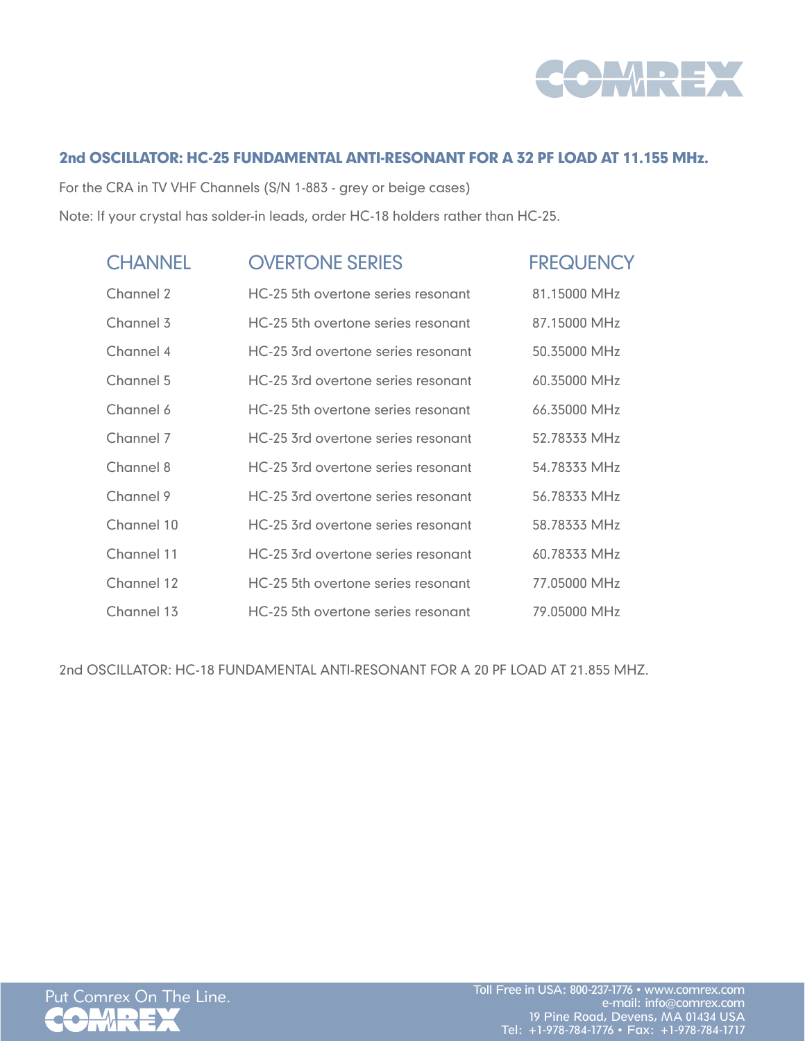## 2nd OSCILLATOR: HC-25 FUNDAMENTAL ANTI-RESONANT FOR A 32 PF LOAD AT 11.155 MHz.

For the CRA in TV VHF Channels (S/N 1-883 - grey or beige cases)

Note: If your crystal has solder-in leads, order HC-18 holders rather than HC-25.

| CHANNEL | OVERTONE SERIES | FREQUENCY |
|---|---|---|
| Channel 2 | HC-25 5th overtone series resonant | 81.15000 MHz |
| Channel 3 | HC-25 5th overtone series resonant | 87.15000 MHz |
| Channel 4 | HC-25 3rd overtone series resonant | 50.35000 MHz |
| Channel 5 | HC-25 3rd overtone series resonant | 60.35000 MHz |
| Channel 6 | HC-25 5th overtone series resonant | 66.35000 MHz |
| Channel 7 | HC-25 3rd overtone series resonant | 52.78333 MHz |
| Channel 8 | HC-25 3rd overtone series resonant | 54.78333 MHz |
| Channel 9 | HC-25 3rd overtone series resonant | 56.78333 MHz |
| Channel 10 | HC-25 3rd overtone series resonant | 58.78333 MHz |
| Channel 11 | HC-25 3rd overtone series resonant | 60.78333 MHz |
| Channel 12 | HC-25 5th overtone series resonant | 77.05000 MHz |
| Channel 13 | HC-25 5th overtone series resonant | 79.05000 MHz |

2nd OSCILLATOR: HC-18 FUNDAMENTAL ANTI-RESONANT FOR A 20 PF LOAD AT 21.855 MHZ.